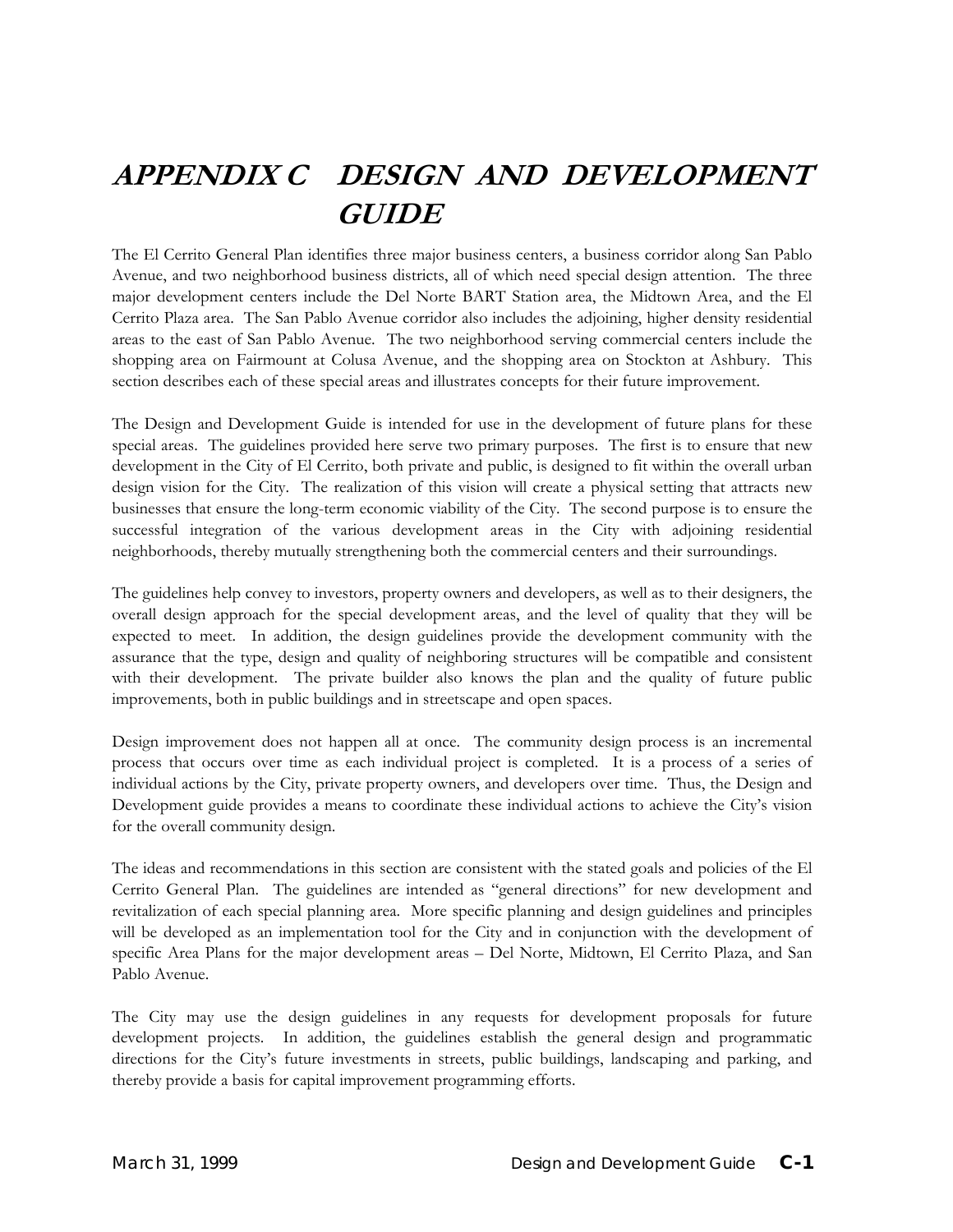# APPENDIX C DESIGN AND DEVELOPMENT GUIDE

The El Cerrito General Plan identifies three major business centers, a business corridor along San Pablo Avenue, and two neighborhood business districts, all of which need special design attention. The three major development centers include the Del Norte BART Station area, the Midtown Area, and the El Cerrito Plaza area. The San Pablo Avenue corridor also includes the adjoining, higher density residential areas to the east of San Pablo Avenue. The two neighborhood serving commercial centers include the shopping area on Fairmount at Colusa Avenue, and the shopping area on Stockton at Ashbury. This section describes each of these special areas and illustrates concepts for their future improvement.

The Design and Development Guide is intended for use in the development of future plans for these special areas. The guidelines provided here serve two primary purposes. The first is to ensure that new development in the City of El Cerrito, both private and public, is designed to fit within the overall urban design vision for the City. The realization of this vision will create a physical setting that attracts new businesses that ensure the long-term economic viability of the City. The second purpose is to ensure the successful integration of the various development areas in the City with adjoining residential neighborhoods, thereby mutually strengthening both the commercial centers and their surroundings.

The guidelines help convey to investors, property owners and developers, as well as to their designers, the overall design approach for the special development areas, and the level of quality that they will be expected to meet. In addition, the design guidelines provide the development community with the assurance that the type, design and quality of neighboring structures will be compatible and consistent with their development. The private builder also knows the plan and the quality of future public improvements, both in public buildings and in streetscape and open spaces.

Design improvement does not happen all at once. The community design process is an incremental process that occurs over time as each individual project is completed. It is a process of a series of individual actions by the City, private property owners, and developers over time. Thus, the Design and Development guide provides a means to coordinate these individual actions to achieve the City's vision for the overall community design.

The ideas and recommendations in this section are consistent with the stated goals and policies of the El Cerrito General Plan. The guidelines are intended as "general directions" for new development and revitalization of each special planning area. More specific planning and design guidelines and principles will be developed as an implementation tool for the City and in conjunction with the development of specific Area Plans for the major development areas – Del Norte, Midtown, El Cerrito Plaza, and San Pablo Avenue.

The City may use the design guidelines in any requests for development proposals for future development projects. In addition, the guidelines establish the general design and programmatic directions for the City's future investments in streets, public buildings, landscaping and parking, and thereby provide a basis for capital improvement programming efforts.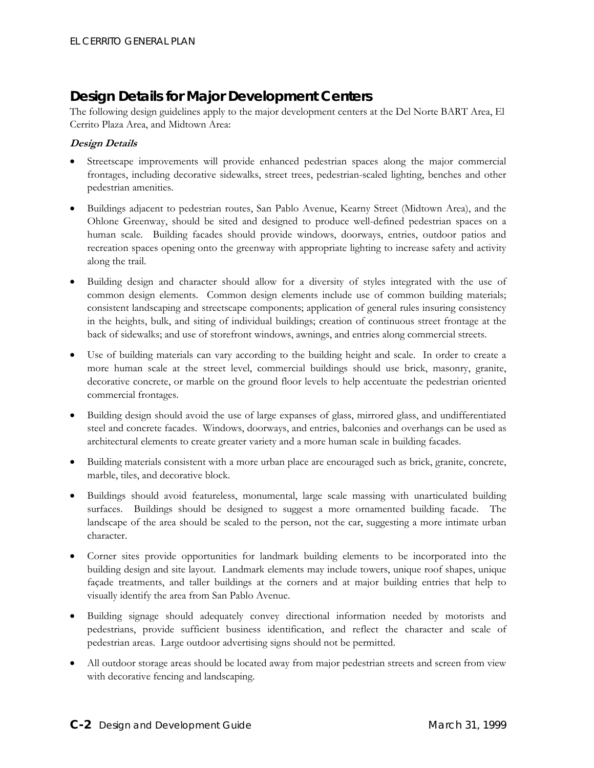## Design Details for Major Development Centers

The following design guidelines apply to the major development centers at the Del Norte BART Area, El Cerrito Plaza Area, and Midtown Area:

***Design Details***

- Streetscape improvements will provide enhanced pedestrian spaces along the major commercial frontages, including decorative sidewalks, street trees, pedestrian-scaled lighting, benches and other pedestrian amenities.
- Buildings adjacent to pedestrian routes, San Pablo Avenue, Kearny Street (Midtown Area), and the Ohlone Greenway, should be sited and designed to produce well-defined pedestrian spaces on a human scale. Building facades should provide windows, doorways, entries, outdoor patios and recreation spaces opening onto the greenway with appropriate lighting to increase safety and activity along the trail.
- Building design and character should allow for a diversity of styles integrated with the use of common design elements. Common design elements include use of common building materials; consistent landscaping and streetscape components; application of general rules insuring consistency in the heights, bulk, and siting of individual buildings; creation of continuous street frontage at the back of sidewalks; and use of storefront windows, awnings, and entries along commercial streets.
- Use of building materials can vary according to the building height and scale. In order to create a more human scale at the street level, commercial buildings should use brick, masonry, granite, decorative concrete, or marble on the ground floor levels to help accentuate the pedestrian oriented commercial frontages.
- Building design should avoid the use of large expanses of glass, mirrored glass, and undifferentiated steel and concrete facades. Windows, doorways, and entries, balconies and overhangs can be used as architectural elements to create greater variety and a more human scale in building facades.
- Building materials consistent with a more urban place are encouraged such as brick, granite, concrete, marble, tiles, and decorative block.
- Buildings should avoid featureless, monumental, large scale massing with unarticulated building surfaces. Buildings should be designed to suggest a more ornamented building facade. The landscape of the area should be scaled to the person, not the car, suggesting a more intimate urban character.
- Corner sites provide opportunities for landmark building elements to be incorporated into the building design and site layout. Landmark elements may include towers, unique roof shapes, unique façade treatments, and taller buildings at the corners and at major building entries that help to visually identify the area from San Pablo Avenue.
- Building signage should adequately convey directional information needed by motorists and pedestrians, provide sufficient business identification, and reflect the character and scale of pedestrian areas. Large outdoor advertising signs should not be permitted.
- All outdoor storage areas should be located away from major pedestrian streets and screen from view with decorative fencing and landscaping.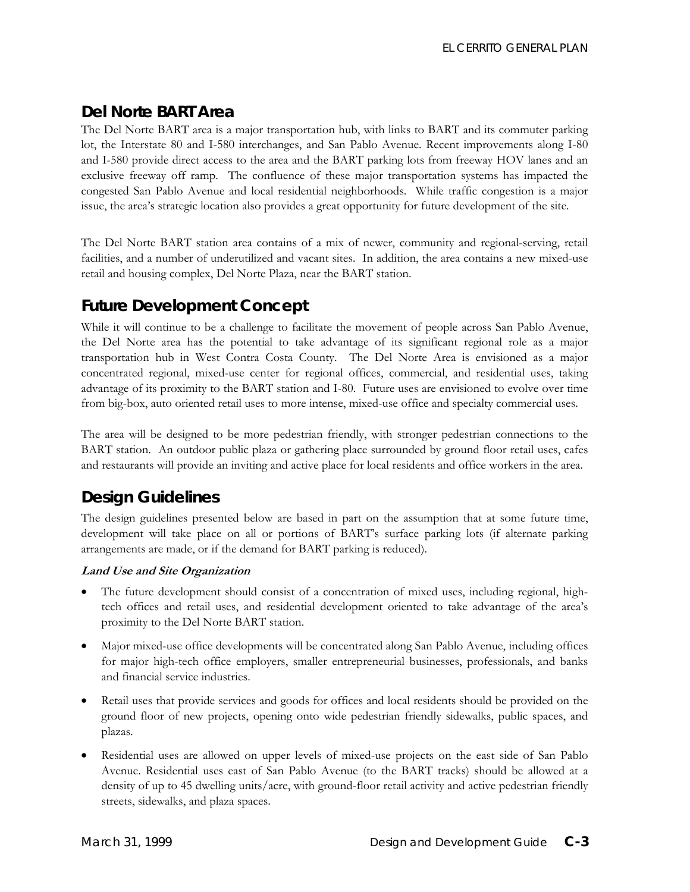## Del Norte BART Area

The Del Norte BART area is a major transportation hub, with links to BART and its commuter parking lot, the Interstate 80 and I-580 interchanges, and San Pablo Avenue. Recent improvements along I-80 and I-580 provide direct access to the area and the BART parking lots from freeway HOV lanes and an exclusive freeway off ramp. The confluence of these major transportation systems has impacted the congested San Pablo Avenue and local residential neighborhoods. While traffic congestion is a major issue, the area's strategic location also provides a great opportunity for future development of the site.

The Del Norte BART station area contains of a mix of newer, community and regional-serving, retail facilities, and a number of underutilized and vacant sites. In addition, the area contains a new mixed-use retail and housing complex, Del Norte Plaza, near the BART station.

## Future Development Concept

While it will continue to be a challenge to facilitate the movement of people across San Pablo Avenue, the Del Norte area has the potential to take advantage of its significant regional role as a major transportation hub in West Contra Costa County. The Del Norte Area is envisioned as a major concentrated regional, mixed-use center for regional offices, commercial, and residential uses, taking advantage of its proximity to the BART station and I-80. Future uses are envisioned to evolve over time from big-box, auto oriented retail uses to more intense, mixed-use office and specialty commercial uses.

The area will be designed to be more pedestrian friendly, with stronger pedestrian connections to the BART station. An outdoor public plaza or gathering place surrounded by ground floor retail uses, cafes and restaurants will provide an inviting and active place for local residents and office workers in the area.

## Design Guidelines

The design guidelines presented below are based in part on the assumption that at some future time, development will take place on all or portions of BART's surface parking lots (if alternate parking arrangements are made, or if the demand for BART parking is reduced).

***Land Use and Site Organization***

- The future development should consist of a concentration of mixed uses, including regional, high-tech offices and retail uses, and residential development oriented to take advantage of the area's proximity to the Del Norte BART station.
- Major mixed-use office developments will be concentrated along San Pablo Avenue, including offices for major high-tech office employers, smaller entrepreneurial businesses, professionals, and banks and financial service industries.
- Retail uses that provide services and goods for offices and local residents should be provided on the ground floor of new projects, opening onto wide pedestrian friendly sidewalks, public spaces, and plazas.
- Residential uses are allowed on upper levels of mixed-use projects on the east side of San Pablo Avenue. Residential uses east of San Pablo Avenue (to the BART tracks) should be allowed at a density of up to 45 dwelling units/acre, with ground-floor retail activity and active pedestrian friendly streets, sidewalks, and plaza spaces.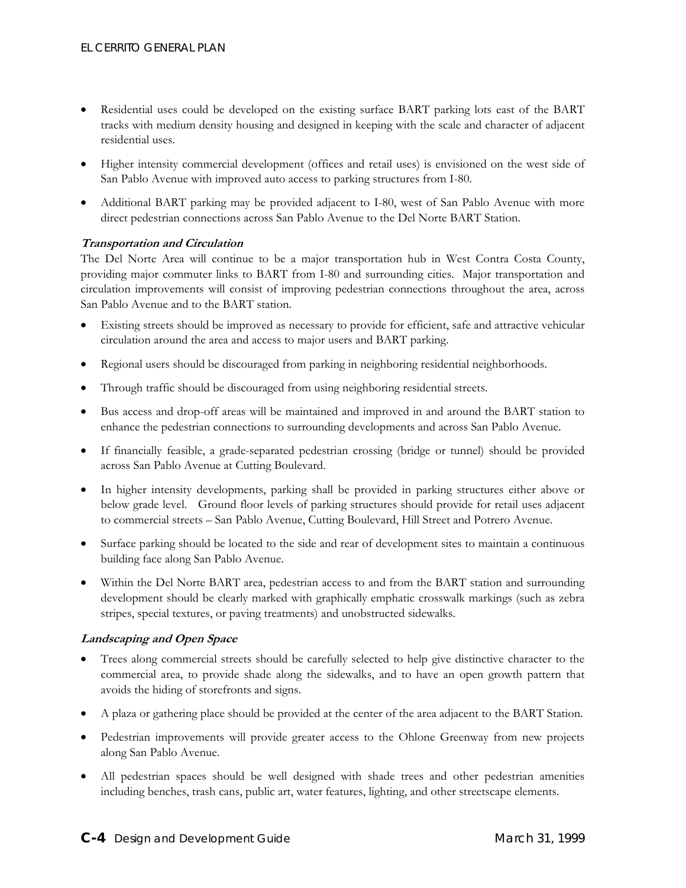- Residential uses could be developed on the existing surface BART parking lots east of the BART tracks with medium density housing and designed in keeping with the scale and character of adjacent residential uses.
- Higher intensity commercial development (offices and retail uses) is envisioned on the west side of San Pablo Avenue with improved auto access to parking structures from I-80.
- Additional BART parking may be provided adjacent to I-80, west of San Pablo Avenue with more direct pedestrian connections across San Pablo Avenue to the Del Norte BART Station.

***Transportation and Circulation***

The Del Norte Area will continue to be a major transportation hub in West Contra Costa County, providing major commuter links to BART from I-80 and surrounding cities. Major transportation and circulation improvements will consist of improving pedestrian connections throughout the area, across San Pablo Avenue and to the BART station.

- Existing streets should be improved as necessary to provide for efficient, safe and attractive vehicular circulation around the area and access to major users and BART parking.
- Regional users should be discouraged from parking in neighboring residential neighborhoods.
- Through traffic should be discouraged from using neighboring residential streets.
- Bus access and drop-off areas will be maintained and improved in and around the BART station to enhance the pedestrian connections to surrounding developments and across San Pablo Avenue.
- If financially feasible, a grade-separated pedestrian crossing (bridge or tunnel) should be provided across San Pablo Avenue at Cutting Boulevard.
- In higher intensity developments, parking shall be provided in parking structures either above or below grade level. Ground floor levels of parking structures should provide for retail uses adjacent to commercial streets – San Pablo Avenue, Cutting Boulevard, Hill Street and Potrero Avenue.
- Surface parking should be located to the side and rear of development sites to maintain a continuous building face along San Pablo Avenue.
- Within the Del Norte BART area, pedestrian access to and from the BART station and surrounding development should be clearly marked with graphically emphatic crosswalk markings (such as zebra stripes, special textures, or paving treatments) and unobstructed sidewalks.

***Landscaping and Open Space***

- Trees along commercial streets should be carefully selected to help give distinctive character to the commercial area, to provide shade along the sidewalks, and to have an open growth pattern that avoids the hiding of storefronts and signs.
- A plaza or gathering place should be provided at the center of the area adjacent to the BART Station.
- Pedestrian improvements will provide greater access to the Ohlone Greenway from new projects along San Pablo Avenue.
- All pedestrian spaces should be well designed with shade trees and other pedestrian amenities including benches, trash cans, public art, water features, lighting, and other streetscape elements.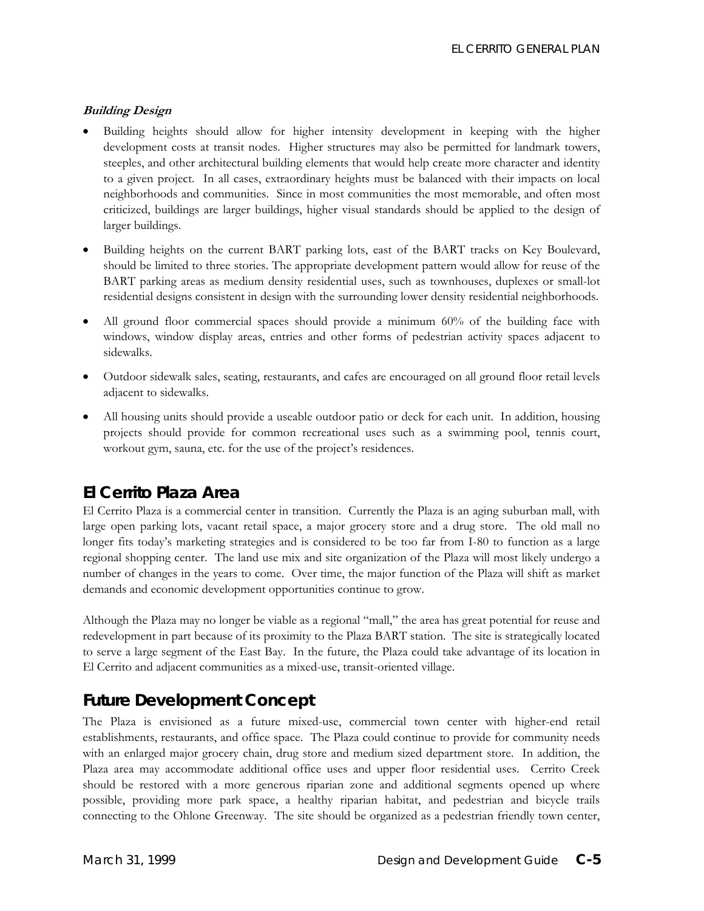***Building Design***

- Building heights should allow for higher intensity development in keeping with the higher development costs at transit nodes. Higher structures may also be permitted for landmark towers, steeples, and other architectural building elements that would help create more character and identity to a given project. In all cases, extraordinary heights must be balanced with their impacts on local neighborhoods and communities. Since in most communities the most memorable, and often most criticized, buildings are larger buildings, higher visual standards should be applied to the design of larger buildings.

- Building heights on the current BART parking lots, east of the BART tracks on Key Boulevard, should be limited to three stories. The appropriate development pattern would allow for reuse of the BART parking areas as medium density residential uses, such as townhouses, duplexes or small-lot residential designs consistent in design with the surrounding lower density residential neighborhoods.

- All ground floor commercial spaces should provide a minimum 60% of the building face with windows, window display areas, entries and other forms of pedestrian activity spaces adjacent to sidewalks.

- Outdoor sidewalk sales, seating, restaurants, and cafes are encouraged on all ground floor retail levels adjacent to sidewalks.

- All housing units should provide a useable outdoor patio or deck for each unit. In addition, housing projects should provide for common recreational uses such as a swimming pool, tennis court, workout gym, sauna, etc. for the use of the project's residences.

## El Cerrito Plaza Area

El Cerrito Plaza is a commercial center in transition. Currently the Plaza is an aging suburban mall, with large open parking lots, vacant retail space, a major grocery store and a drug store. The old mall no longer fits today's marketing strategies and is considered to be too far from I-80 to function as a large regional shopping center. The land use mix and site organization of the Plaza will most likely undergo a number of changes in the years to come. Over time, the major function of the Plaza will shift as market demands and economic development opportunities continue to grow.

Although the Plaza may no longer be viable as a regional "mall," the area has great potential for reuse and redevelopment in part because of its proximity to the Plaza BART station. The site is strategically located to serve a large segment of the East Bay. In the future, the Plaza could take advantage of its location in El Cerrito and adjacent communities as a mixed-use, transit-oriented village.

## Future Development Concept

The Plaza is envisioned as a future mixed-use, commercial town center with higher-end retail establishments, restaurants, and office space. The Plaza could continue to provide for community needs with an enlarged major grocery chain, drug store and medium sized department store. In addition, the Plaza area may accommodate additional office uses and upper floor residential uses. Cerrito Creek should be restored with a more generous riparian zone and additional segments opened up where possible, providing more park space, a healthy riparian habitat, and pedestrian and bicycle trails connecting to the Ohlone Greenway. The site should be organized as a pedestrian friendly town center,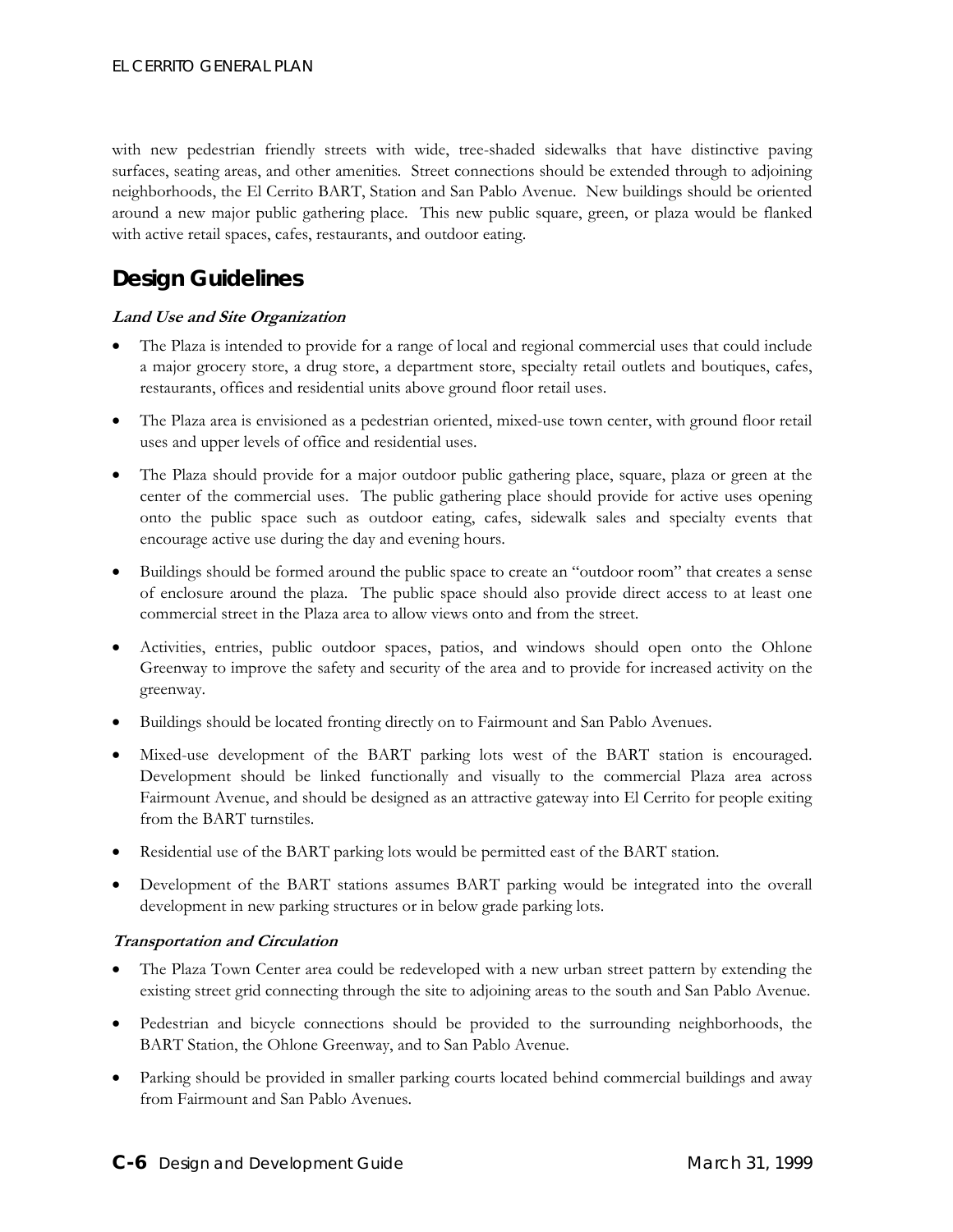with new pedestrian friendly streets with wide, tree-shaded sidewalks that have distinctive paving surfaces, seating areas, and other amenities. Street connections should be extended through to adjoining neighborhoods, the El Cerrito BART, Station and San Pablo Avenue. New buildings should be oriented around a new major public gathering place. This new public square, green, or plaza would be flanked with active retail spaces, cafes, restaurants, and outdoor eating.

## Design Guidelines

***Land Use and Site Organization***

- The Plaza is intended to provide for a range of local and regional commercial uses that could include a major grocery store, a drug store, a department store, specialty retail outlets and boutiques, cafes, restaurants, offices and residential units above ground floor retail uses.
- The Plaza area is envisioned as a pedestrian oriented, mixed-use town center, with ground floor retail uses and upper levels of office and residential uses.
- The Plaza should provide for a major outdoor public gathering place, square, plaza or green at the center of the commercial uses. The public gathering place should provide for active uses opening onto the public space such as outdoor eating, cafes, sidewalk sales and specialty events that encourage active use during the day and evening hours.
- Buildings should be formed around the public space to create an "outdoor room" that creates a sense of enclosure around the plaza. The public space should also provide direct access to at least one commercial street in the Plaza area to allow views onto and from the street.
- Activities, entries, public outdoor spaces, patios, and windows should open onto the Ohlone Greenway to improve the safety and security of the area and to provide for increased activity on the greenway.
- Buildings should be located fronting directly on to Fairmount and San Pablo Avenues.
- Mixed-use development of the BART parking lots west of the BART station is encouraged. Development should be linked functionally and visually to the commercial Plaza area across Fairmount Avenue, and should be designed as an attractive gateway into El Cerrito for people exiting from the BART turnstiles.
- Residential use of the BART parking lots would be permitted east of the BART station.
- Development of the BART stations assumes BART parking would be integrated into the overall development in new parking structures or in below grade parking lots.

***Transportation and Circulation***

- The Plaza Town Center area could be redeveloped with a new urban street pattern by extending the existing street grid connecting through the site to adjoining areas to the south and San Pablo Avenue.
- Pedestrian and bicycle connections should be provided to the surrounding neighborhoods, the BART Station, the Ohlone Greenway, and to San Pablo Avenue.
- Parking should be provided in smaller parking courts located behind commercial buildings and away from Fairmount and San Pablo Avenues.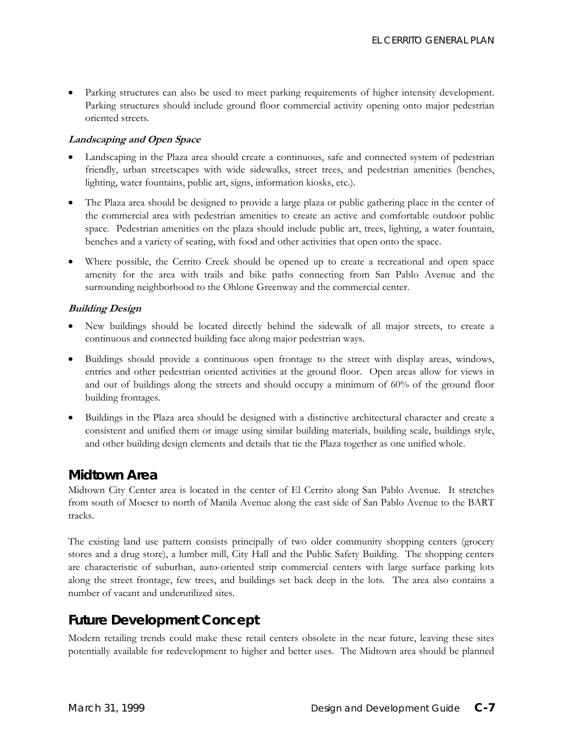- Parking structures can also be used to meet parking requirements of higher intensity development. Parking structures should include ground floor commercial activity opening onto major pedestrian oriented streets.

***Landscaping and Open Space***

- Landscaping in the Plaza area should create a continuous, safe and connected system of pedestrian friendly, urban streetscapes with wide sidewalks, street trees, and pedestrian amenities (benches, lighting, water fountains, public art, signs, information kiosks, etc.).
- The Plaza area should be designed to provide a large plaza or public gathering place in the center of the commercial area with pedestrian amenities to create an active and comfortable outdoor public space. Pedestrian amenities on the plaza should include public art, trees, lighting, a water fountain, benches and a variety of seating, with food and other activities that open onto the space.
- Where possible, the Cerrito Creek should be opened up to create a recreational and open space amenity for the area with trails and bike paths connecting from San Pablo Avenue and the surrounding neighborhood to the Ohlone Greenway and the commercial center.

***Building Design***

- New buildings should be located directly behind the sidewalk of all major streets, to create a continuous and connected building face along major pedestrian ways.
- Buildings should provide a continuous open frontage to the street with display areas, windows, entries and other pedestrian oriented activities at the ground floor. Open areas allow for views in and out of buildings along the streets and should occupy a minimum of 60% of the ground floor building frontages.
- Buildings in the Plaza area should be designed with a distinctive architectural character and create a consistent and unified them or image using similar building materials, building scale, buildings style, and other building design elements and details that tie the Plaza together as one unified whole.

## Midtown Area

Midtown City Center area is located in the center of El Cerrito along San Pablo Avenue. It stretches from south of Moeser to north of Manila Avenue along the east side of San Pablo Avenue to the BART tracks.

The existing land use pattern consists principally of two older community shopping centers (grocery stores and a drug store), a lumber mill, City Hall and the Public Safety Building. The shopping centers are characteristic of suburban, auto-oriented strip commercial centers with large surface parking lots along the street frontage, few trees, and buildings set back deep in the lots. The area also contains a number of vacant and underutilized sites.

## Future Development Concept

Modern retailing trends could make these retail centers obsolete in the near future, leaving these sites potentially available for redevelopment to higher and better uses. The Midtown area should be planned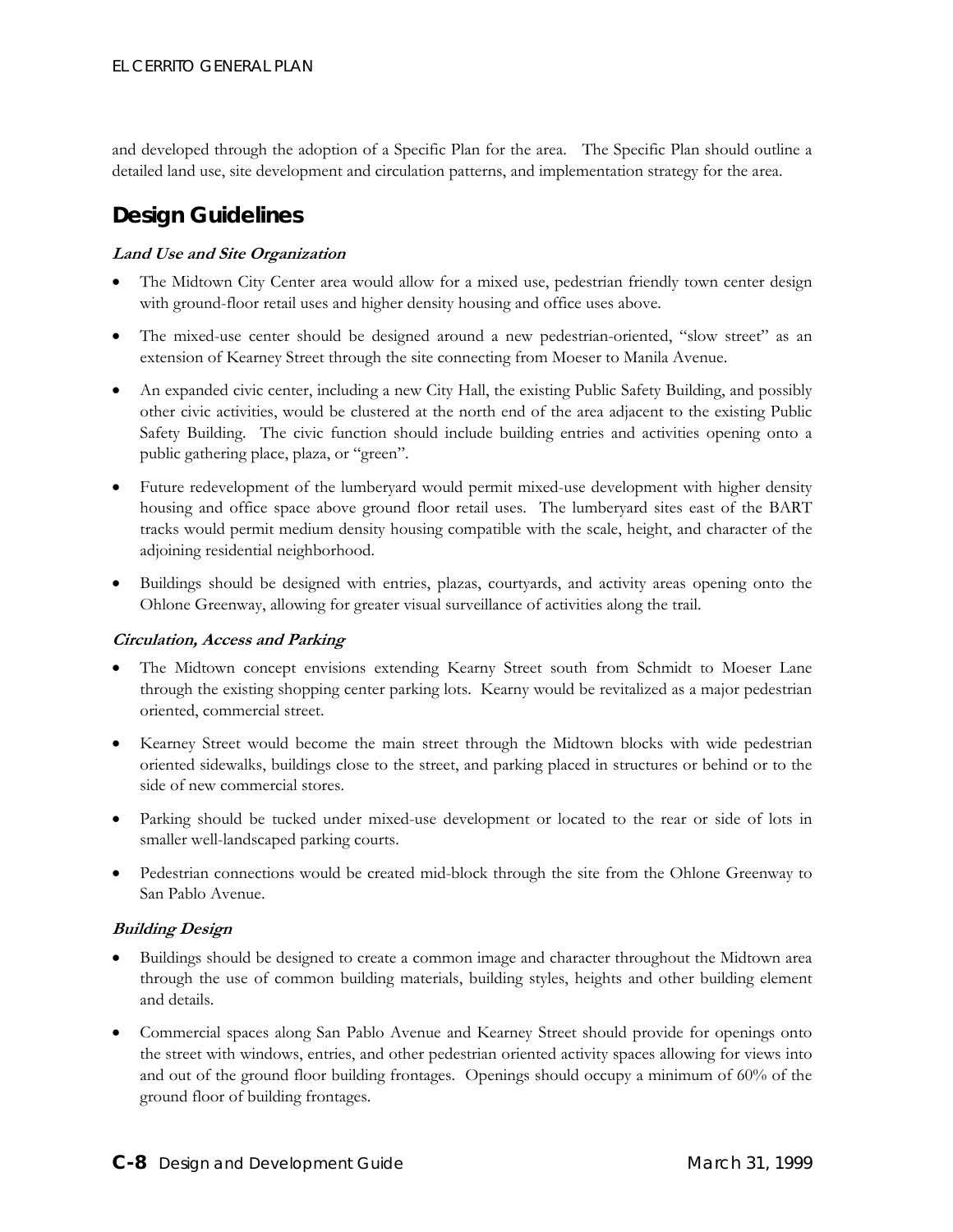and developed through the adoption of a Specific Plan for the area. The Specific Plan should outline a detailed land use, site development and circulation patterns, and implementation strategy for the area.

## Design Guidelines

***Land Use and Site Organization***

- The Midtown City Center area would allow for a mixed use, pedestrian friendly town center design with ground-floor retail uses and higher density housing and office uses above.
- The mixed-use center should be designed around a new pedestrian-oriented, "slow street" as an extension of Kearney Street through the site connecting from Moeser to Manila Avenue.
- An expanded civic center, including a new City Hall, the existing Public Safety Building, and possibly other civic activities, would be clustered at the north end of the area adjacent to the existing Public Safety Building. The civic function should include building entries and activities opening onto a public gathering place, plaza, or "green".
- Future redevelopment of the lumberyard would permit mixed-use development with higher density housing and office space above ground floor retail uses. The lumberyard sites east of the BART tracks would permit medium density housing compatible with the scale, height, and character of the adjoining residential neighborhood.
- Buildings should be designed with entries, plazas, courtyards, and activity areas opening onto the Ohlone Greenway, allowing for greater visual surveillance of activities along the trail.

***Circulation, Access and Parking***

- The Midtown concept envisions extending Kearny Street south from Schmidt to Moeser Lane through the existing shopping center parking lots. Kearny would be revitalized as a major pedestrian oriented, commercial street.
- Kearney Street would become the main street through the Midtown blocks with wide pedestrian oriented sidewalks, buildings close to the street, and parking placed in structures or behind or to the side of new commercial stores.
- Parking should be tucked under mixed-use development or located to the rear or side of lots in smaller well-landscaped parking courts.
- Pedestrian connections would be created mid-block through the site from the Ohlone Greenway to San Pablo Avenue.

***Building Design***

- Buildings should be designed to create a common image and character throughout the Midtown area through the use of common building materials, building styles, heights and other building element and details.
- Commercial spaces along San Pablo Avenue and Kearney Street should provide for openings onto the street with windows, entries, and other pedestrian oriented activity spaces allowing for views into and out of the ground floor building frontages. Openings should occupy a minimum of 60% of the ground floor of building frontages.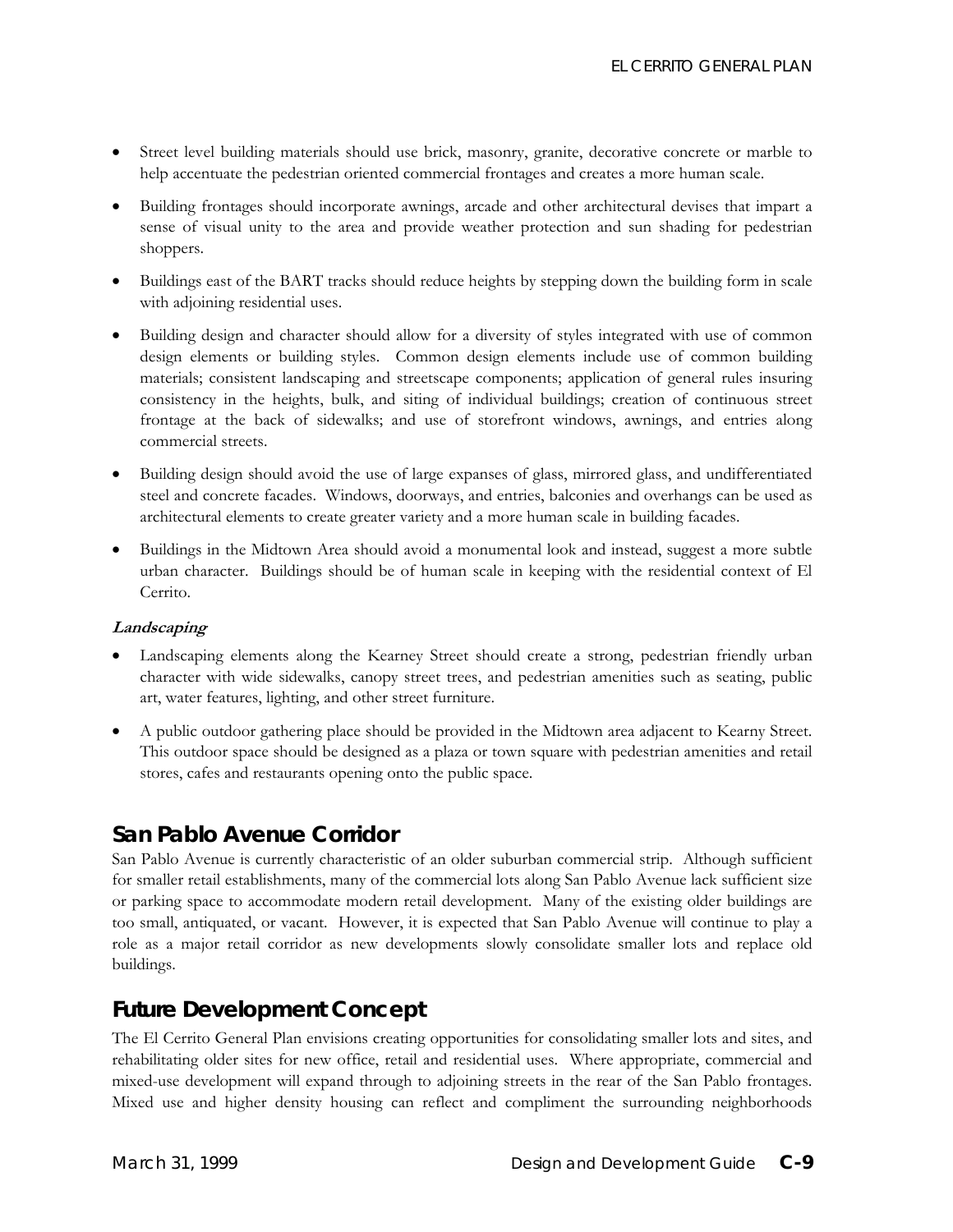- Street level building materials should use brick, masonry, granite, decorative concrete or marble to help accentuate the pedestrian oriented commercial frontages and creates a more human scale.
- Building frontages should incorporate awnings, arcade and other architectural devises that impart a sense of visual unity to the area and provide weather protection and sun shading for pedestrian shoppers.
- Buildings east of the BART tracks should reduce heights by stepping down the building form in scale with adjoining residential uses.
- Building design and character should allow for a diversity of styles integrated with use of common design elements or building styles. Common design elements include use of common building materials; consistent landscaping and streetscape components; application of general rules insuring consistency in the heights, bulk, and siting of individual buildings; creation of continuous street frontage at the back of sidewalks; and use of storefront windows, awnings, and entries along commercial streets.
- Building design should avoid the use of large expanses of glass, mirrored glass, and undifferentiated steel and concrete facades. Windows, doorways, and entries, balconies and overhangs can be used as architectural elements to create greater variety and a more human scale in building facades.
- Buildings in the Midtown Area should avoid a monumental look and instead, suggest a more subtle urban character. Buildings should be of human scale in keeping with the residential context of El Cerrito.

***Landscaping***

- Landscaping elements along the Kearney Street should create a strong, pedestrian friendly urban character with wide sidewalks, canopy street trees, and pedestrian amenities such as seating, public art, water features, lighting, and other street furniture.
- A public outdoor gathering place should be provided in the Midtown area adjacent to Kearny Street. This outdoor space should be designed as a plaza or town square with pedestrian amenities and retail stores, cafes and restaurants opening onto the public space.

## San Pablo Avenue Corridor

San Pablo Avenue is currently characteristic of an older suburban commercial strip. Although sufficient for smaller retail establishments, many of the commercial lots along San Pablo Avenue lack sufficient size or parking space to accommodate modern retail development. Many of the existing older buildings are too small, antiquated, or vacant. However, it is expected that San Pablo Avenue will continue to play a role as a major retail corridor as new developments slowly consolidate smaller lots and replace old buildings.

## Future Development Concept

The El Cerrito General Plan envisions creating opportunities for consolidating smaller lots and sites, and rehabilitating older sites for new office, retail and residential uses. Where appropriate, commercial and mixed-use development will expand through to adjoining streets in the rear of the San Pablo frontages. Mixed use and higher density housing can reflect and compliment the surrounding neighborhoods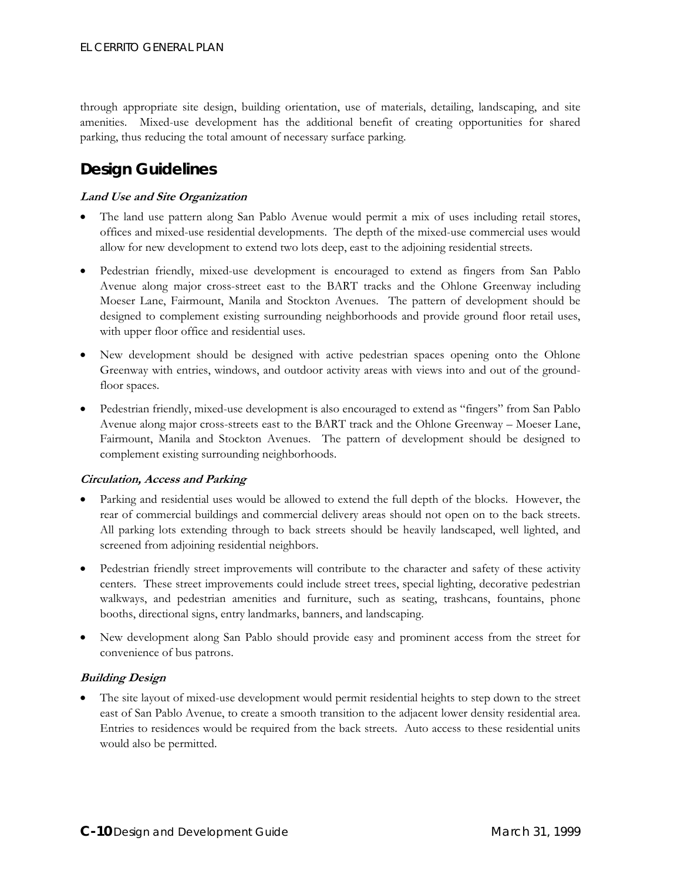through appropriate site design, building orientation, use of materials, detailing, landscaping, and site amenities. Mixed-use development has the additional benefit of creating opportunities for shared parking, thus reducing the total amount of necessary surface parking.

## Design Guidelines

***Land Use and Site Organization***

- The land use pattern along San Pablo Avenue would permit a mix of uses including retail stores, offices and mixed-use residential developments. The depth of the mixed-use commercial uses would allow for new development to extend two lots deep, east to the adjoining residential streets.
- Pedestrian friendly, mixed-use development is encouraged to extend as fingers from San Pablo Avenue along major cross-street east to the BART tracks and the Ohlone Greenway including Moeser Lane, Fairmount, Manila and Stockton Avenues. The pattern of development should be designed to complement existing surrounding neighborhoods and provide ground floor retail uses, with upper floor office and residential uses.
- New development should be designed with active pedestrian spaces opening onto the Ohlone Greenway with entries, windows, and outdoor activity areas with views into and out of the ground-floor spaces.
- Pedestrian friendly, mixed-use development is also encouraged to extend as "fingers" from San Pablo Avenue along major cross-streets east to the BART track and the Ohlone Greenway – Moeser Lane, Fairmount, Manila and Stockton Avenues. The pattern of development should be designed to complement existing surrounding neighborhoods.

***Circulation, Access and Parking***

- Parking and residential uses would be allowed to extend the full depth of the blocks. However, the rear of commercial buildings and commercial delivery areas should not open on to the back streets. All parking lots extending through to back streets should be heavily landscaped, well lighted, and screened from adjoining residential neighbors.
- Pedestrian friendly street improvements will contribute to the character and safety of these activity centers. These street improvements could include street trees, special lighting, decorative pedestrian walkways, and pedestrian amenities and furniture, such as seating, trashcans, fountains, phone booths, directional signs, entry landmarks, banners, and landscaping.
- New development along San Pablo should provide easy and prominent access from the street for convenience of bus patrons.

***Building Design***

- The site layout of mixed-use development would permit residential heights to step down to the street east of San Pablo Avenue, to create a smooth transition to the adjacent lower density residential area. Entries to residences would be required from the back streets. Auto access to these residential units would also be permitted.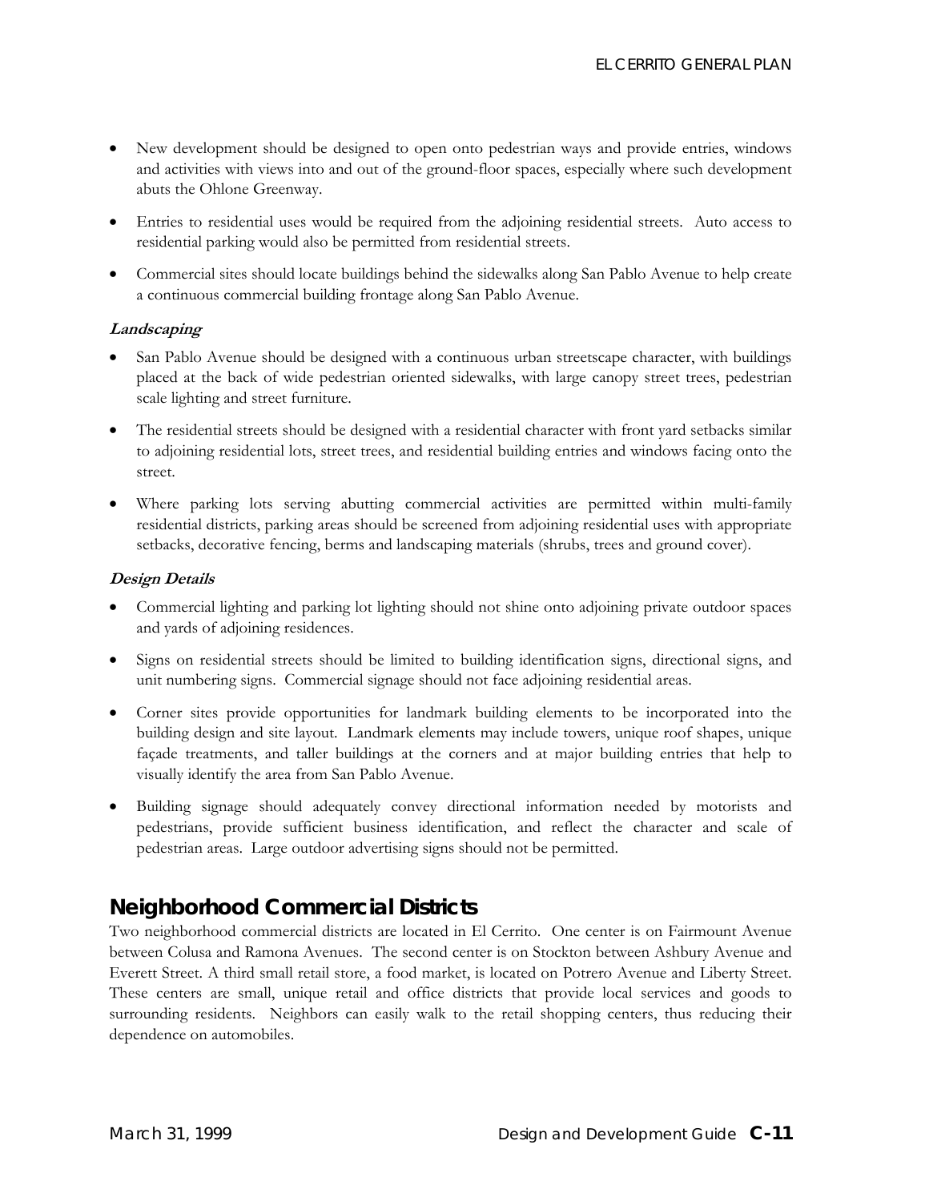- New development should be designed to open onto pedestrian ways and provide entries, windows and activities with views into and out of the ground-floor spaces, especially where such development abuts the Ohlone Greenway.
- Entries to residential uses would be required from the adjoining residential streets. Auto access to residential parking would also be permitted from residential streets.
- Commercial sites should locate buildings behind the sidewalks along San Pablo Avenue to help create a continuous commercial building frontage along San Pablo Avenue.

***Landscaping***

- San Pablo Avenue should be designed with a continuous urban streetscape character, with buildings placed at the back of wide pedestrian oriented sidewalks, with large canopy street trees, pedestrian scale lighting and street furniture.
- The residential streets should be designed with a residential character with front yard setbacks similar to adjoining residential lots, street trees, and residential building entries and windows facing onto the street.
- Where parking lots serving abutting commercial activities are permitted within multi-family residential districts, parking areas should be screened from adjoining residential uses with appropriate setbacks, decorative fencing, berms and landscaping materials (shrubs, trees and ground cover).

***Design Details***

- Commercial lighting and parking lot lighting should not shine onto adjoining private outdoor spaces and yards of adjoining residences.
- Signs on residential streets should be limited to building identification signs, directional signs, and unit numbering signs. Commercial signage should not face adjoining residential areas.
- Corner sites provide opportunities for landmark building elements to be incorporated into the building design and site layout. Landmark elements may include towers, unique roof shapes, unique façade treatments, and taller buildings at the corners and at major building entries that help to visually identify the area from San Pablo Avenue.
- Building signage should adequately convey directional information needed by motorists and pedestrians, provide sufficient business identification, and reflect the character and scale of pedestrian areas. Large outdoor advertising signs should not be permitted.

## Neighborhood Commercial Districts

Two neighborhood commercial districts are located in El Cerrito. One center is on Fairmount Avenue between Colusa and Ramona Avenues. The second center is on Stockton between Ashbury Avenue and Everett Street. A third small retail store, a food market, is located on Potrero Avenue and Liberty Street. These centers are small, unique retail and office districts that provide local services and goods to surrounding residents. Neighbors can easily walk to the retail shopping centers, thus reducing their dependence on automobiles.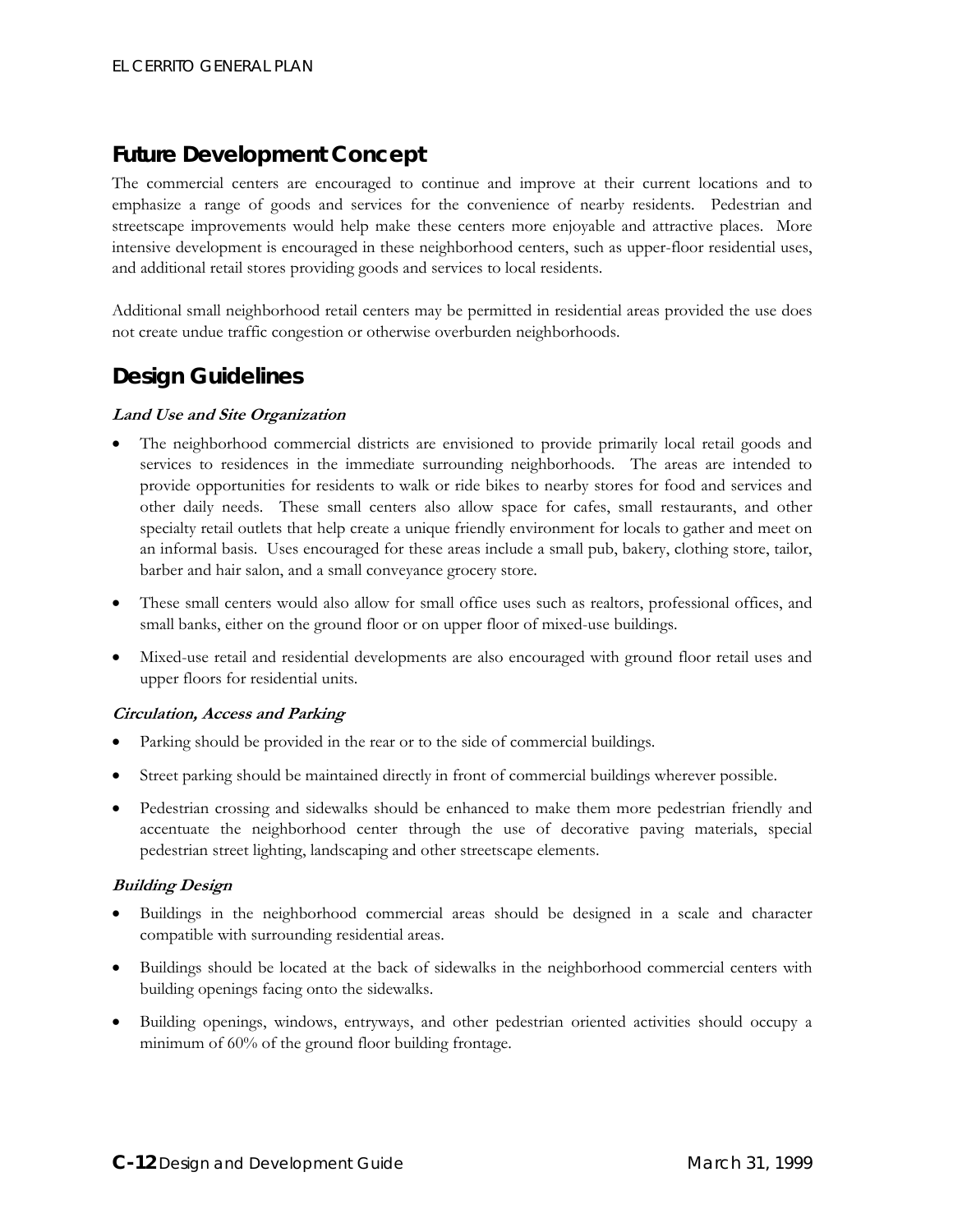## Future Development Concept

The commercial centers are encouraged to continue and improve at their current locations and to emphasize a range of goods and services for the convenience of nearby residents. Pedestrian and streetscape improvements would help make these centers more enjoyable and attractive places. More intensive development is encouraged in these neighborhood centers, such as upper-floor residential uses, and additional retail stores providing goods and services to local residents.

Additional small neighborhood retail centers may be permitted in residential areas provided the use does not create undue traffic congestion or otherwise overburden neighborhoods.

## Design Guidelines

#### *Land Use and Site Organization*

- The neighborhood commercial districts are envisioned to provide primarily local retail goods and services to residences in the immediate surrounding neighborhoods. The areas are intended to provide opportunities for residents to walk or ride bikes to nearby stores for food and services and other daily needs. These small centers also allow space for cafes, small restaurants, and other specialty retail outlets that help create a unique friendly environment for locals to gather and meet on an informal basis. Uses encouraged for these areas include a small pub, bakery, clothing store, tailor, barber and hair salon, and a small conveyance grocery store.
- These small centers would also allow for small office uses such as realtors, professional offices, and small banks, either on the ground floor or on upper floor of mixed-use buildings.
- Mixed-use retail and residential developments are also encouraged with ground floor retail uses and upper floors for residential units.

#### *Circulation, Access and Parking*

- Parking should be provided in the rear or to the side of commercial buildings.
- Street parking should be maintained directly in front of commercial buildings wherever possible.
- Pedestrian crossing and sidewalks should be enhanced to make them more pedestrian friendly and accentuate the neighborhood center through the use of decorative paving materials, special pedestrian street lighting, landscaping and other streetscape elements.

#### *Building Design*

- Buildings in the neighborhood commercial areas should be designed in a scale and character compatible with surrounding residential areas.
- Buildings should be located at the back of sidewalks in the neighborhood commercial centers with building openings facing onto the sidewalks.
- Building openings, windows, entryways, and other pedestrian oriented activities should occupy a minimum of 60% of the ground floor building frontage.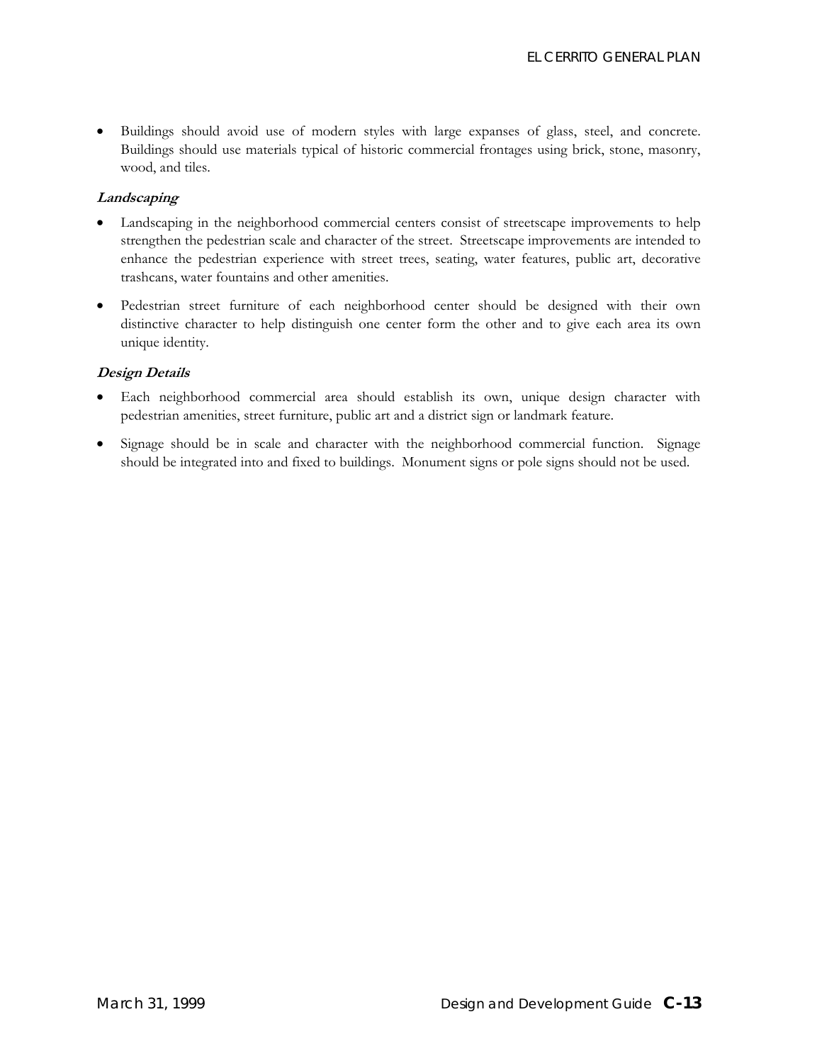- Buildings should avoid use of modern styles with large expanses of glass, steel, and concrete. Buildings should use materials typical of historic commercial frontages using brick, stone, masonry, wood, and tiles.

***Landscaping***

- Landscaping in the neighborhood commercial centers consist of streetscape improvements to help strengthen the pedestrian scale and character of the street. Streetscape improvements are intended to enhance the pedestrian experience with street trees, seating, water features, public art, decorative trashcans, water fountains and other amenities.
- Pedestrian street furniture of each neighborhood center should be designed with their own distinctive character to help distinguish one center form the other and to give each area its own unique identity.

***Design Details***

- Each neighborhood commercial area should establish its own, unique design character with pedestrian amenities, street furniture, public art and a district sign or landmark feature.
- Signage should be in scale and character with the neighborhood commercial function. Signage should be integrated into and fixed to buildings. Monument signs or pole signs should not be used.